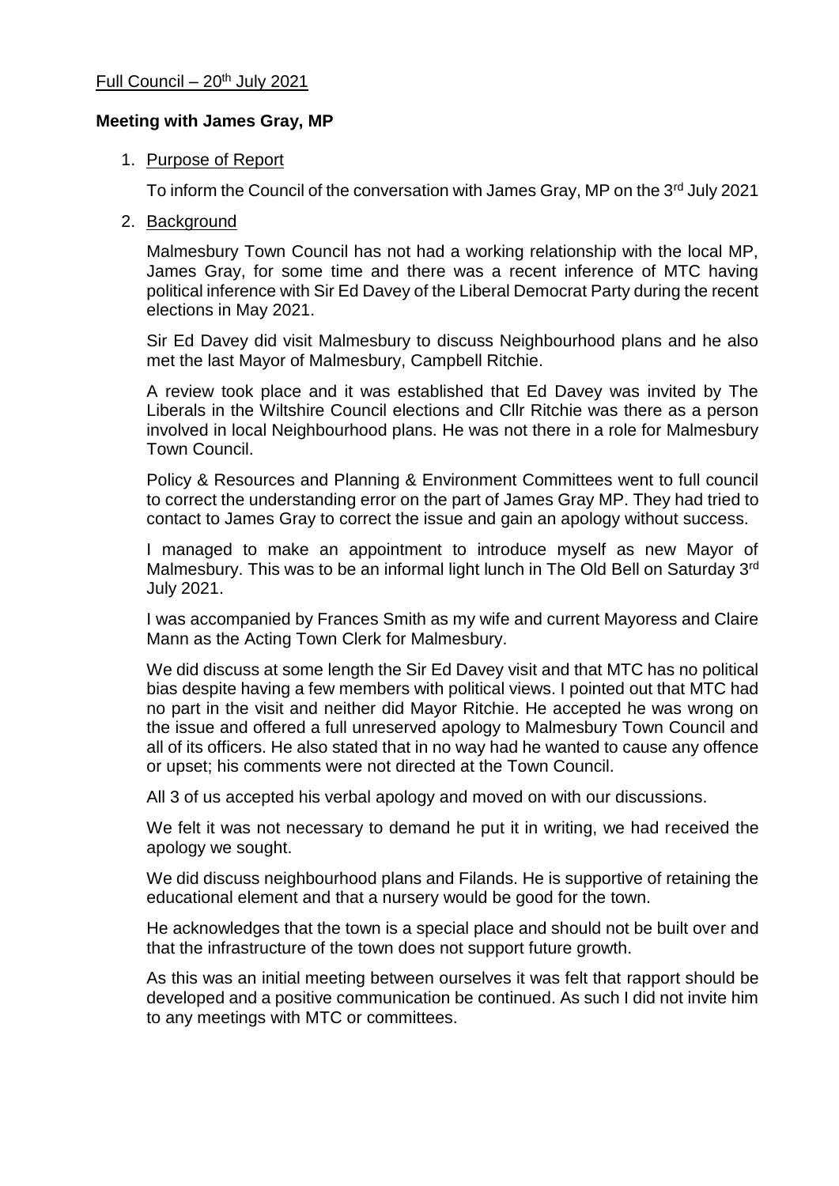Full Council – 20th July 2021

**Meeting with James Gray, MP**

1. Purpose of Report

   To inform the Council of the conversation with James Gray, MP on the 3rd July 2021

2. Background

   Malmesbury Town Council has not had a working relationship with the local MP, James Gray, for some time and there was a recent inference of MTC having political inference with Sir Ed Davey of the Liberal Democrat Party during the recent elections in May 2021.

   Sir Ed Davey did visit Malmesbury to discuss Neighbourhood plans and he also met the last Mayor of Malmesbury, Campbell Ritchie.

   A review took place and it was established that Ed Davey was invited by The Liberals in the Wiltshire Council elections and Cllr Ritchie was there as a person involved in local Neighbourhood plans. He was not there in a role for Malmesbury Town Council.

   Policy & Resources and Planning & Environment Committees went to full council to correct the understanding error on the part of James Gray MP. They had tried to contact to James Gray to correct the issue and gain an apology without success.

   I managed to make an appointment to introduce myself as new Mayor of Malmesbury. This was to be an informal light lunch in The Old Bell on Saturday 3rd July 2021.

   I was accompanied by Frances Smith as my wife and current Mayoress and Claire Mann as the Acting Town Clerk for Malmesbury.

   We did discuss at some length the Sir Ed Davey visit and that MTC has no political bias despite having a few members with political views. I pointed out that MTC had no part in the visit and neither did Mayor Ritchie. He accepted he was wrong on the issue and offered a full unreserved apology to Malmesbury Town Council and all of its officers. He also stated that in no way had he wanted to cause any offence or upset; his comments were not directed at the Town Council.

   All 3 of us accepted his verbal apology and moved on with our discussions.

   We felt it was not necessary to demand he put it in writing, we had received the apology we sought.

   We did discuss neighbourhood plans and Filands. He is supportive of retaining the educational element and that a nursery would be good for the town.

   He acknowledges that the town is a special place and should not be built over and that the infrastructure of the town does not support future growth.

   As this was an initial meeting between ourselves it was felt that rapport should be developed and a positive communication be continued. As such I did not invite him to any meetings with MTC or committees.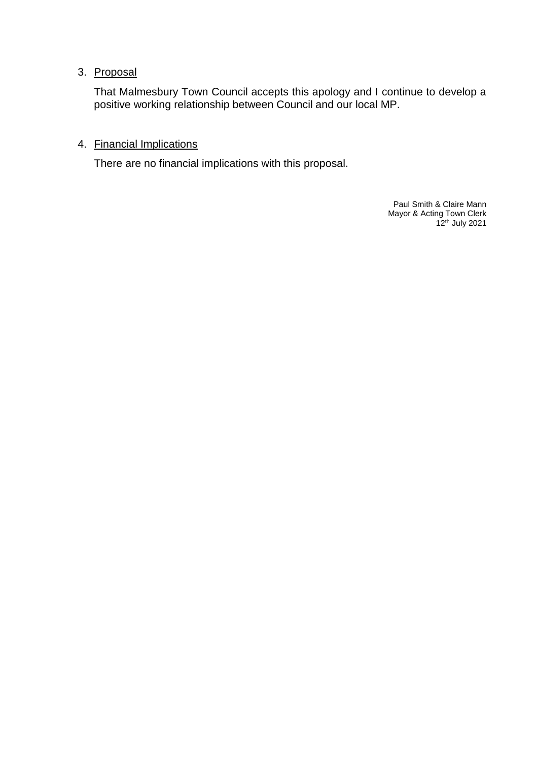3. Proposal

   That Malmesbury Town Council accepts this apology and I continue to develop a positive working relationship between Council and our local MP.

4. Financial Implications

   There are no financial implications with this proposal.

Paul Smith & Claire Mann
Mayor & Acting Town Clerk
12th July 2021